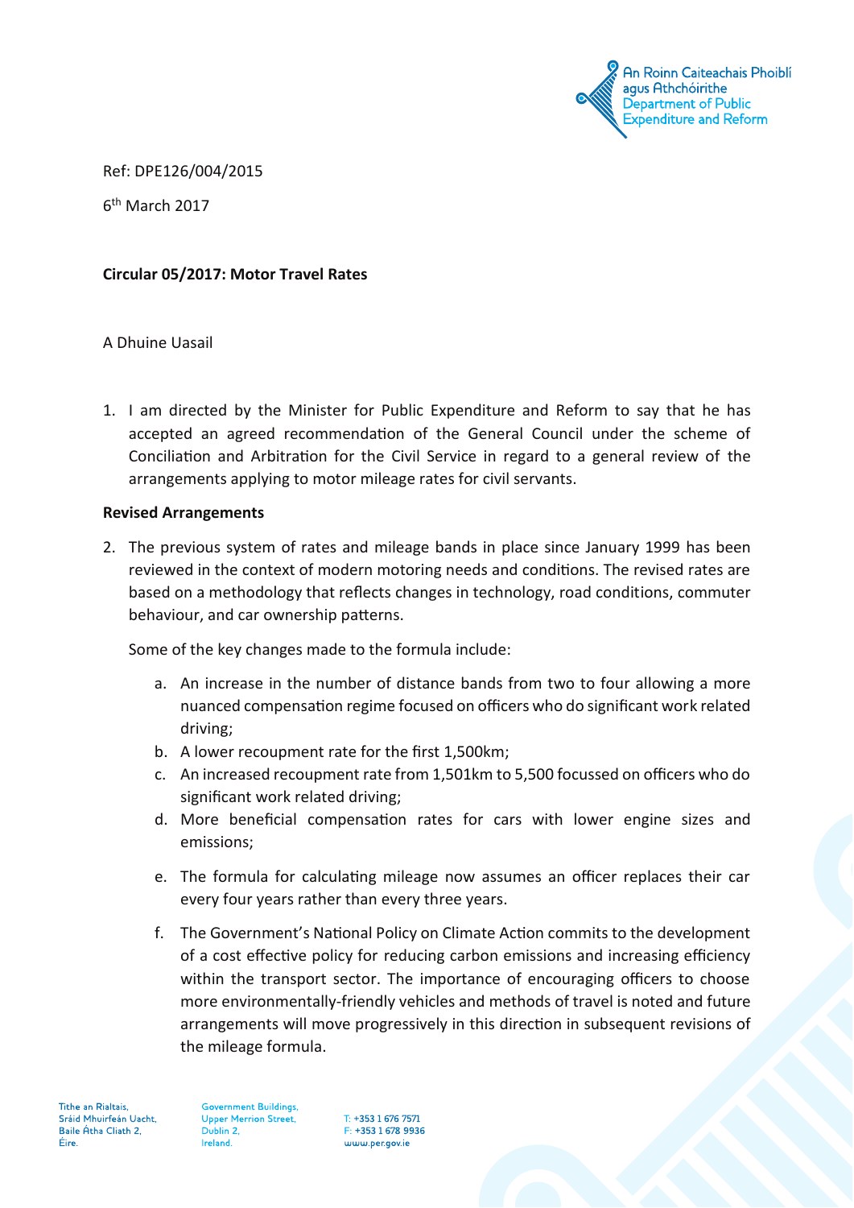Ref: DPE126/004/2015

6th March 2017

**Circular 05/2017: Motor Travel Rates**

A Dhuine Uasail

1. I am directed by the Minister for Public Expenditure and Reform to say that he has accepted an agreed recommendation of the General Council under the scheme of Conciliation and Arbitration for the Civil Service in regard to a general review of the arrangements applying to motor mileage rates for civil servants.

**Revised Arrangements**

2. The previous system of rates and mileage bands in place since January 1999 has been reviewed in the context of modern motoring needs and conditions. The revised rates are based on a methodology that reflects changes in technology, road conditions, commuter behaviour, and car ownership patterns.

   Some of the key changes made to the formula include:

   a. An increase in the number of distance bands from two to four allowing a more nuanced compensation regime focused on officers who do significant work related driving;
   b. A lower recoupment rate for the first 1,500km;
   c. An increased recoupment rate from 1,501km to 5,500 focussed on officers who do significant work related driving;
   d. More beneficial compensation rates for cars with lower engine sizes and emissions;
   e. The formula for calculating mileage now assumes an officer replaces their car every four years rather than every three years.
   f. The Government's National Policy on Climate Action commits to the development of a cost effective policy for reducing carbon emissions and increasing efficiency within the transport sector. The importance of encouraging officers to choose more environmentally-friendly vehicles and methods of travel is noted and future arrangements will move progressively in this direction in subsequent revisions of the mileage formula.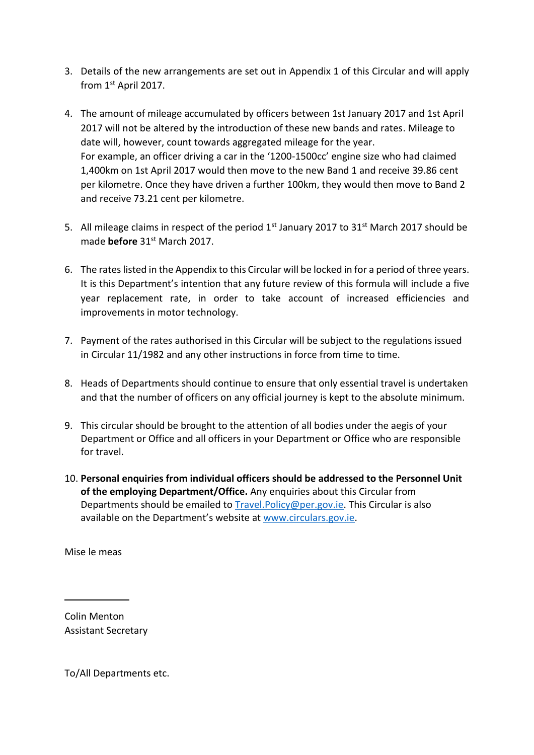3. Details of the new arrangements are set out in Appendix 1 of this Circular and will apply from 1st April 2017.

4. The amount of mileage accumulated by officers between 1st January 2017 and 1st April 2017 will not be altered by the introduction of these new bands and rates. Mileage to date will, however, count towards aggregated mileage for the year.
   For example, an officer driving a car in the '1200-1500cc' engine size who had claimed 1,400km on 1st April 2017 would then move to the new Band 1 and receive 39.86 cent per kilometre. Once they have driven a further 100km, they would then move to Band 2 and receive 73.21 cent per kilometre.

5. All mileage claims in respect of the period 1st January 2017 to 31st March 2017 should be made **before** 31st March 2017.

6. The rates listed in the Appendix to this Circular will be locked in for a period of three years. It is this Department's intention that any future review of this formula will include a five year replacement rate, in order to take account of increased efficiencies and improvements in motor technology.

7. Payment of the rates authorised in this Circular will be subject to the regulations issued in Circular 11/1982 and any other instructions in force from time to time.

8. Heads of Departments should continue to ensure that only essential travel is undertaken and that the number of officers on any official journey is kept to the absolute minimum.

9. This circular should be brought to the attention of all bodies under the aegis of your Department or Office and all officers in your Department or Office who are responsible for travel.

10. **Personal enquiries from individual officers should be addressed to the Personnel Unit of the employing Department/Office.** Any enquiries about this Circular from Departments should be emailed to Travel.Policy@per.gov.ie. This Circular is also available on the Department's website at www.circulars.gov.ie.

Mise le meas

Colin Menton
Assistant Secretary

To/All Departments etc.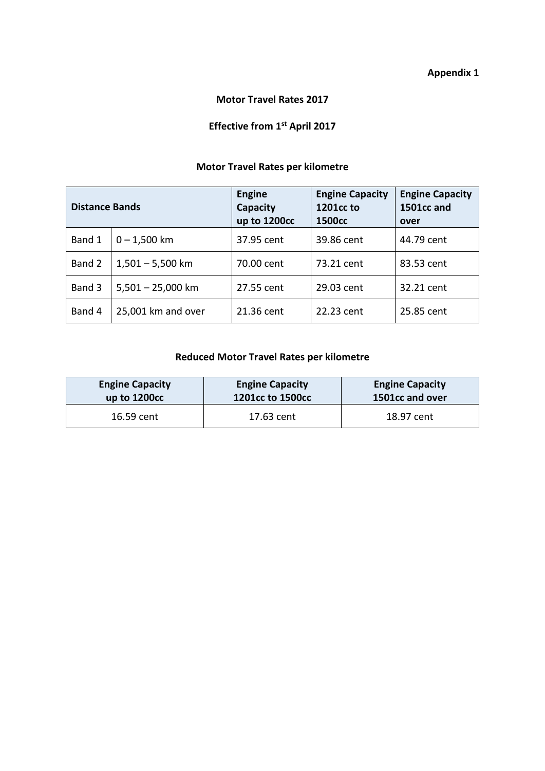**Appendix 1**

## Motor Travel Rates 2017

## Effective from 1st April 2017

### Motor Travel Rates per kilometre

| Distance Bands | | Engine Capacity up to 1200cc | Engine Capacity 1201cc to 1500cc | Engine Capacity 1501cc and over |
|---|---|---|---|---|
| Band 1 | 0 – 1,500 km | 37.95 cent | 39.86 cent | 44.79 cent |
| Band 2 | 1,501 – 5,500 km | 70.00 cent | 73.21 cent | 83.53 cent |
| Band 3 | 5,501 – 25,000 km | 27.55 cent | 29.03 cent | 32.21 cent |
| Band 4 | 25,001 km and over | 21.36 cent | 22.23 cent | 25.85 cent |

### Reduced Motor Travel Rates per kilometre

| Engine Capacity up to 1200cc | Engine Capacity 1201cc to 1500cc | Engine Capacity 1501cc and over |
|---|---|---|
| 16.59 cent | 17.63 cent | 18.97 cent |